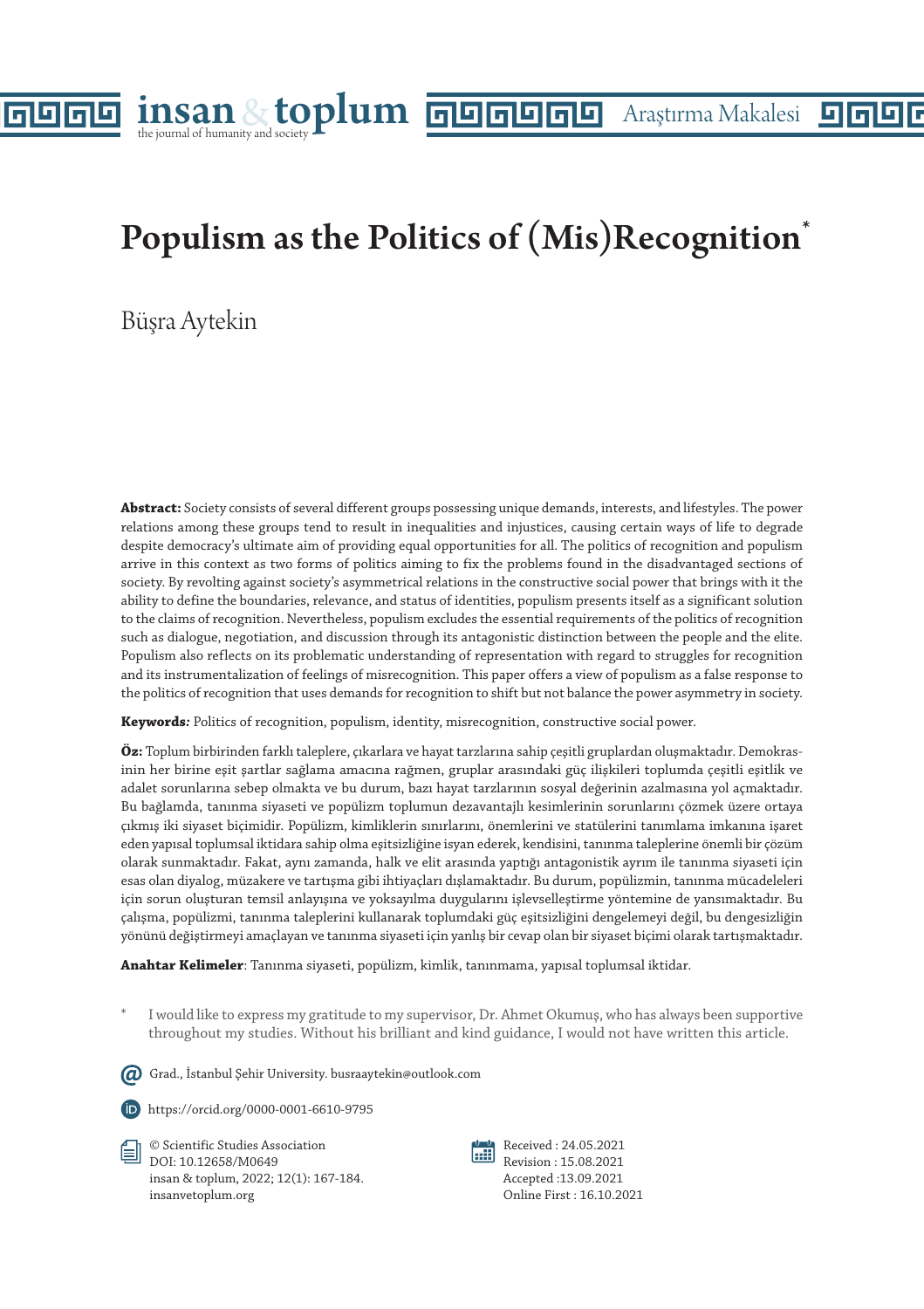# Populism as the Politics of (Mis)Recognition*

Büşra Aytekin

**Abstract:** Society consists of several different groups possessing unique demands, interests, and lifestyles. The power relations among these groups tend to result in inequalities and injustices, causing certain ways of life to degrade despite democracy's ultimate aim of providing equal opportunities for all. The politics of recognition and populism arrive in this context as two forms of politics aiming to fix the problems found in the disadvantaged sections of society. By revolting against society's asymmetrical relations in the constructive social power that brings with it the ability to define the boundaries, relevance, and status of identities, populism presents itself as a significant solution to the claims of recognition. Nevertheless, populism excludes the essential requirements of the politics of recognition such as dialogue, negotiation, and discussion through its antagonistic distinction between the people and the elite. Populism also reflects on its problematic understanding of representation with regard to struggles for recognition and its instrumentalization of feelings of misrecognition. This paper offers a view of populism as a false response to the politics of recognition that uses demands for recognition to shift but not balance the power asymmetry in society.

***Keywords:*** Politics of recognition, populism, identity, misrecognition, constructive social power.

**Öz:** Toplum birbirinden farklı taleplere, çıkarlara ve hayat tarzlarına sahip çeşitli gruplardan oluşmaktadır. Demokrasinin her birine eşit şartlar sağlama amacına rağmen, gruplar arasındaki güç ilişkileri toplumda çeşitli eşitlik ve adalet sorunlarına sebep olmakta ve bu durum, bazı hayat tarzlarının sosyal değerinin azalmasına yol açmaktadır. Bu bağlamda, tanınma siyaseti ve popülizm toplumun dezavantajlı kesimlerinin sorunlarını çözmek üzere ortaya çıkmış iki siyaset biçimidir. Popülizm, kimliklerin sınırlarını, önemlerini ve statülerini tanımlama imkanına işaret eden yapısal toplumsal iktidara sahip olma eşitsizliğine isyan ederek, kendisini, tanınma taleplerine önemli bir çözüm olarak sunmaktadır. Fakat, aynı zamanda, halk ve elit arasında yaptığı antagonistik ayrım ile tanınma siyaseti için esas olan diyalog, müzakere ve tartışma gibi ihtiyaçları dışlamaktadır. Bu durum, popülizmin, tanınma mücadeleleri için sorun oluşturan temsil anlayışına ve yoksayılma duygularını işlevselleştirme yöntemine de yansımaktadır. Bu çalışma, popülizmi, tanınma taleplerini kullanarak toplumdaki güç eşitsizliğini dengelemeyi değil, bu dengesizliğin yönünü değiştirmeyi amaçlayan ve tanınma siyaseti için yanlış bir cevap olan bir siyaset biçimi olarak tartışmaktadır.

**Anahtar Kelimeler**: Tanınma siyaseti, popülizm, kimlik, tanınmamama, yapısal toplumsal iktidar.

\* I would like to express my gratitude to my supervisor, Dr. Ahmet Okumuş, who has always been supportive throughout my studies. Without his brilliant and kind guidance, I would not have written this article.

Grad., İstanbul Şehir University. busraaytekin@outlook.com

https://orcid.org/0000-0001-6610-9795

© Scientific Studies Association
DOI: 10.12658/M0649
insan & toplum, 2022; 12(1): 167-184.
insanvetoplum.org

Received : 24.05.2021
Revision : 15.08.2021
Accepted :13.09.2021
Online First : 16.10.2021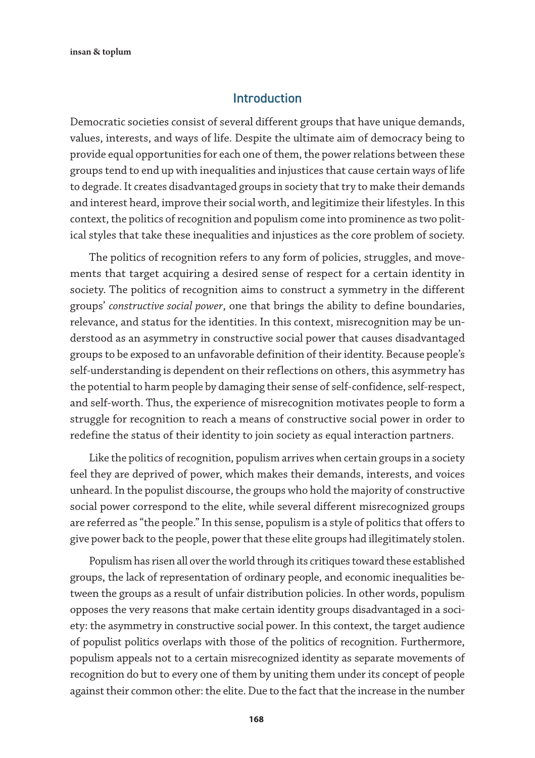## Introduction

Democratic societies consist of several different groups that have unique demands, values, interests, and ways of life. Despite the ultimate aim of democracy being to provide equal opportunities for each one of them, the power relations between these groups tend to end up with inequalities and injustices that cause certain ways of life to degrade. It creates disadvantaged groups in society that try to make their demands and interest heard, improve their social worth, and legitimize their lifestyles. In this context, the politics of recognition and populism come into prominence as two political styles that take these inequalities and injustices as the core problem of society.

The politics of recognition refers to any form of policies, struggles, and movements that target acquiring a desired sense of respect for a certain identity in society. The politics of recognition aims to construct a symmetry in the different groups' *constructive social power*, one that brings the ability to define boundaries, relevance, and status for the identities. In this context, misrecognition may be understood as an asymmetry in constructive social power that causes disadvantaged groups to be exposed to an unfavorable definition of their identity. Because people's self-understanding is dependent on their reflections on others, this asymmetry has the potential to harm people by damaging their sense of self-confidence, self-respect, and self-worth. Thus, the experience of misrecognition motivates people to form a struggle for recognition to reach a means of constructive social power in order to redefine the status of their identity to join society as equal interaction partners.

Like the politics of recognition, populism arrives when certain groups in a society feel they are deprived of power, which makes their demands, interests, and voices unheard. In the populist discourse, the groups who hold the majority of constructive social power correspond to the elite, while several different misrecognized groups are referred as "the people." In this sense, populism is a style of politics that offers to give power back to the people, power that these elite groups had illegitimately stolen.

Populism has risen all over the world through its critiques toward these established groups, the lack of representation of ordinary people, and economic inequalities between the groups as a result of unfair distribution policies. In other words, populism opposes the very reasons that make certain identity groups disadvantaged in a society: the asymmetry in constructive social power. In this context, the target audience of populist politics overlaps with those of the politics of recognition. Furthermore, populism appeals not to a certain misrecognized identity as separate movements of recognition do but to every one of them by uniting them under its concept of people against their common other: the elite. Due to the fact that the increase in the number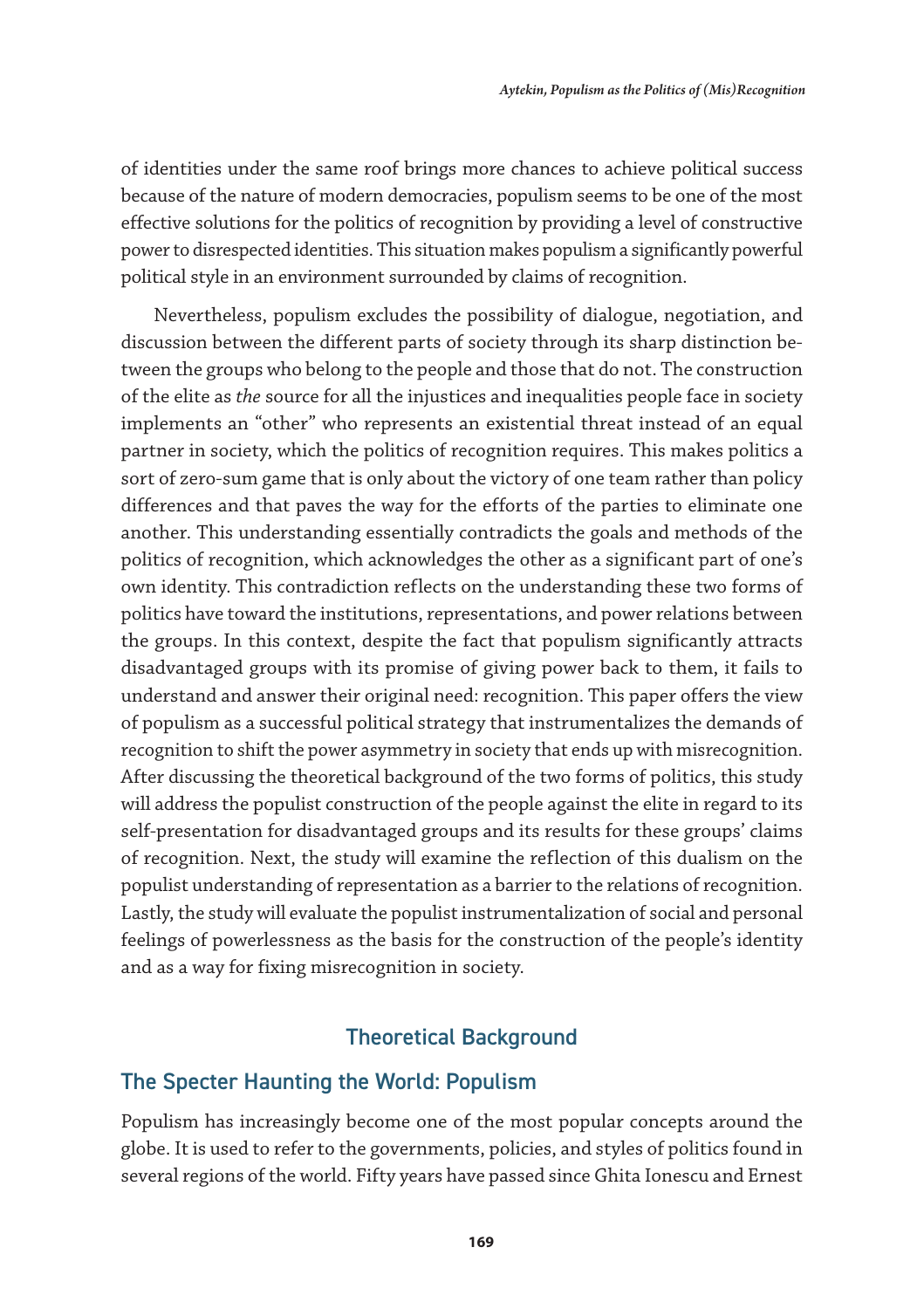of identities under the same roof brings more chances to achieve political success because of the nature of modern democracies, populism seems to be one of the most effective solutions for the politics of recognition by providing a level of constructive power to disrespected identities. This situation makes populism a significantly powerful political style in an environment surrounded by claims of recognition.

Nevertheless, populism excludes the possibility of dialogue, negotiation, and discussion between the different parts of society through its sharp distinction between the groups who belong to the people and those that do not. The construction of the elite as *the* source for all the injustices and inequalities people face in society implements an "other" who represents an existential threat instead of an equal partner in society, which the politics of recognition requires. This makes politics a sort of zero-sum game that is only about the victory of one team rather than policy differences and that paves the way for the efforts of the parties to eliminate one another. This understanding essentially contradicts the goals and methods of the politics of recognition, which acknowledges the other as a significant part of one's own identity. This contradiction reflects on the understanding these two forms of politics have toward the institutions, representations, and power relations between the groups. In this context, despite the fact that populism significantly attracts disadvantaged groups with its promise of giving power back to them, it fails to understand and answer their original need: recognition. This paper offers the view of populism as a successful political strategy that instrumentalizes the demands of recognition to shift the power asymmetry in society that ends up with misrecognition. After discussing the theoretical background of the two forms of politics, this study will address the populist construction of the people against the elite in regard to its self-presentation for disadvantaged groups and its results for these groups' claims of recognition. Next, the study will examine the reflection of this dualism on the populist understanding of representation as a barrier to the relations of recognition. Lastly, the study will evaluate the populist instrumentalization of social and personal feelings of powerlessness as the basis for the construction of the people's identity and as a way for fixing misrecognition in society.

## Theoretical Background

### The Specter Haunting the World: Populism

Populism has increasingly become one of the most popular concepts around the globe. It is used to refer to the governments, policies, and styles of politics found in several regions of the world. Fifty years have passed since Ghita Ionescu and Ernest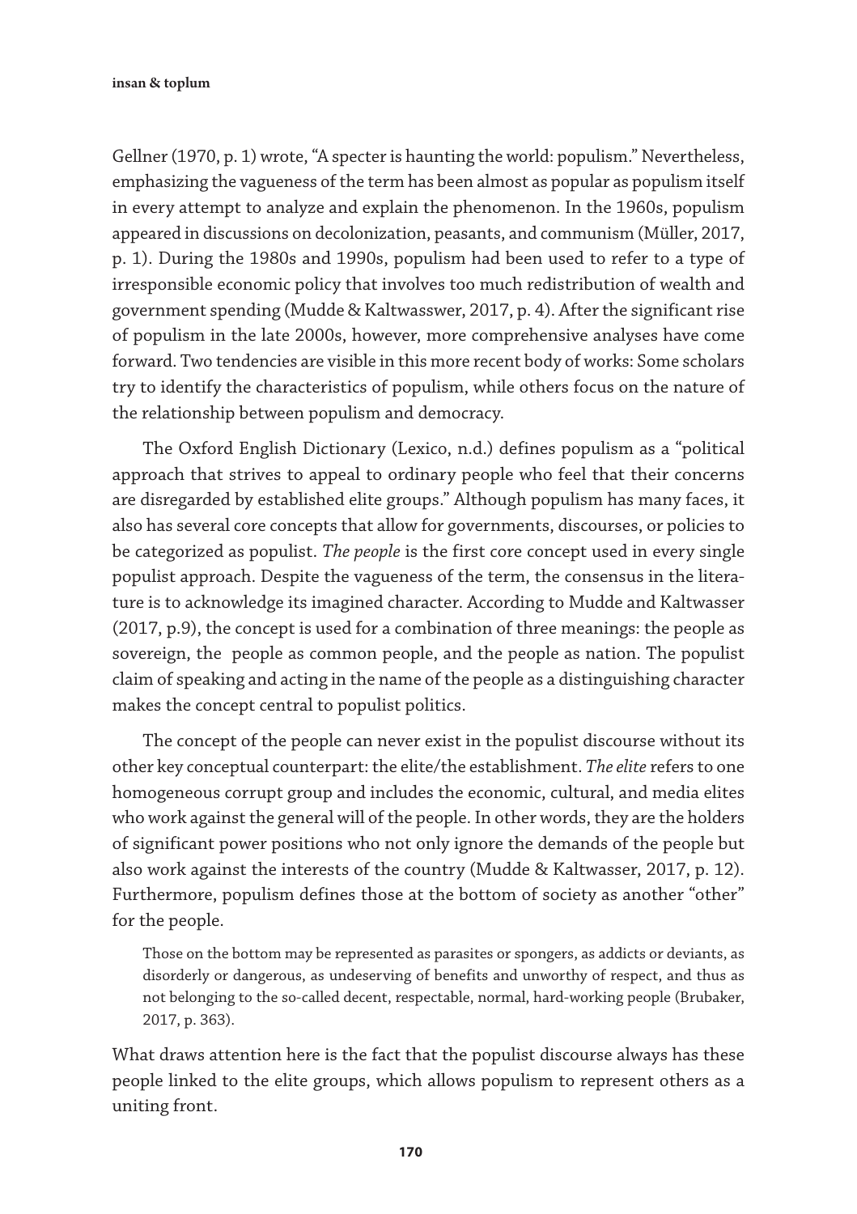Gellner (1970, p. 1) wrote, “A specter is haunting the world: populism.” Nevertheless, emphasizing the vagueness of the term has been almost as popular as populism itself in every attempt to analyze and explain the phenomenon. In the 1960s, populism appeared in discussions on decolonization, peasants, and communism (Müller, 2017, p. 1). During the 1980s and 1990s, populism had been used to refer to a type of irresponsible economic policy that involves too much redistribution of wealth and government spending (Mudde & Kaltwasswer, 2017, p. 4). After the significant rise of populism in the late 2000s, however, more comprehensive analyses have come forward. Two tendencies are visible in this more recent body of works: Some scholars try to identify the characteristics of populism, while others focus on the nature of the relationship between populism and democracy.

The Oxford English Dictionary (Lexico, n.d.) defines populism as a “political approach that strives to appeal to ordinary people who feel that their concerns are disregarded by established elite groups.” Although populism has many faces, it also has several core concepts that allow for governments, discourses, or policies to be categorized as populist. *The people* is the first core concept used in every single populist approach. Despite the vagueness of the term, the consensus in the literature is to acknowledge its imagined character. According to Mudde and Kaltwasser (2017, p.9), the concept is used for a combination of three meanings: the people as sovereign, the people as common people, and the people as nation. The populist claim of speaking and acting in the name of the people as a distinguishing character makes the concept central to populist politics.

The concept of the people can never exist in the populist discourse without its other key conceptual counterpart: the elite/the establishment. *The elite* refers to one homogeneous corrupt group and includes the economic, cultural, and media elites who work against the general will of the people. In other words, they are the holders of significant power positions who not only ignore the demands of the people but also work against the interests of the country (Mudde & Kaltwasser, 2017, p. 12). Furthermore, populism defines those at the bottom of society as another “other” for the people.

> Those on the bottom may be represented as parasites or spongers, as addicts or deviants, as disorderly or dangerous, as undeserving of benefits and unworthy of respect, and thus as not belonging to the so-called decent, respectable, normal, hard-working people (Brubaker, 2017, p. 363).

What draws attention here is the fact that the populist discourse always has these people linked to the elite groups, which allows populism to represent others as a uniting front.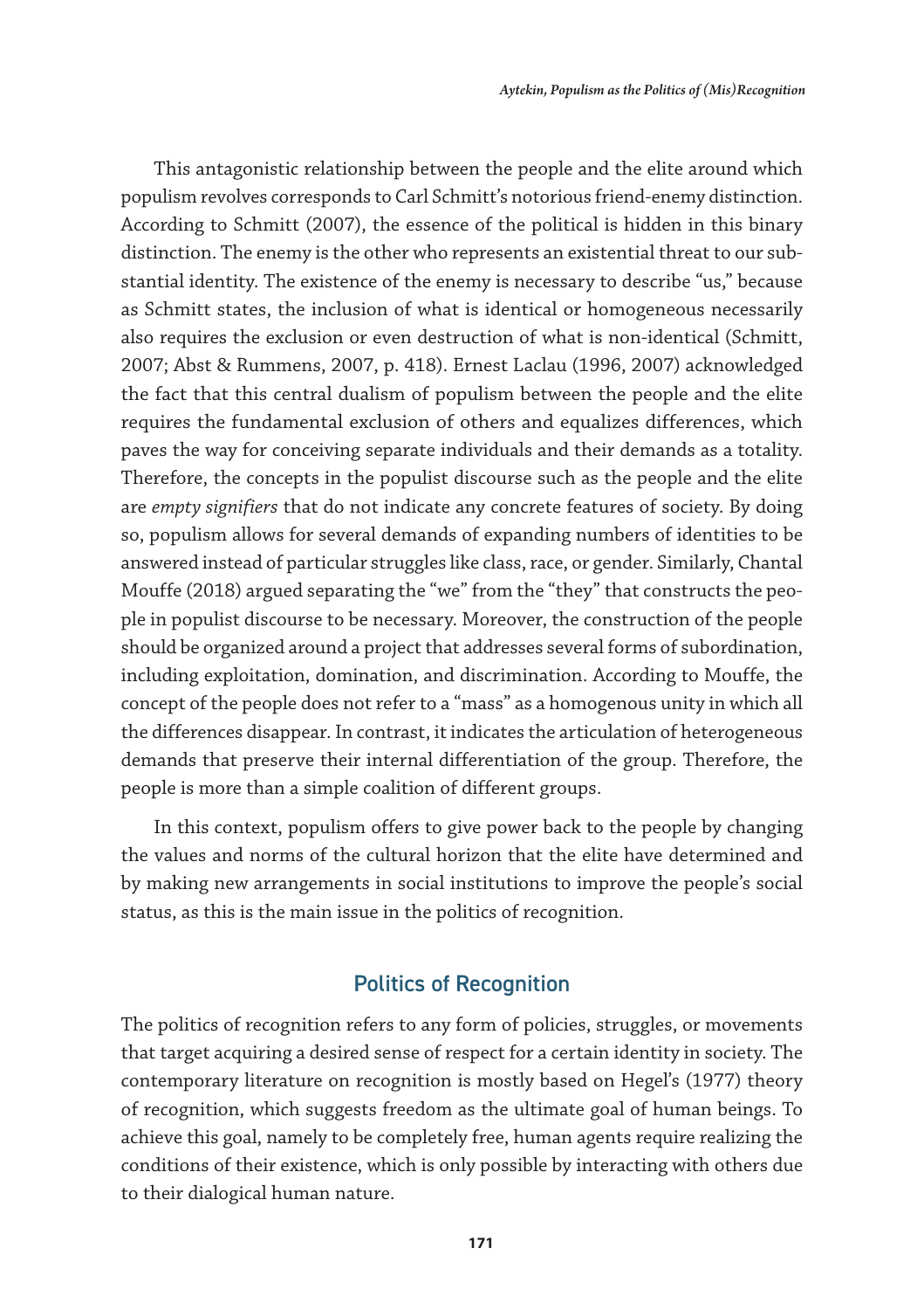This antagonistic relationship between the people and the elite around which populism revolves corresponds to Carl Schmitt's notorious friend-enemy distinction. According to Schmitt (2007), the essence of the political is hidden in this binary distinction. The enemy is the other who represents an existential threat to our substantial identity. The existence of the enemy is necessary to describe "us," because as Schmitt states, the inclusion of what is identical or homogeneous necessarily also requires the exclusion or even destruction of what is non-identical (Schmitt, 2007; Abst & Rummens, 2007, p. 418). Ernest Laclau (1996, 2007) acknowledged the fact that this central dualism of populism between the people and the elite requires the fundamental exclusion of others and equalizes differences, which paves the way for conceiving separate individuals and their demands as a totality. Therefore, the concepts in the populist discourse such as the people and the elite are *empty signifiers* that do not indicate any concrete features of society. By doing so, populism allows for several demands of expanding numbers of identities to be answered instead of particular struggles like class, race, or gender. Similarly, Chantal Mouffe (2018) argued separating the "we" from the "they" that constructs the people in populist discourse to be necessary. Moreover, the construction of the people should be organized around a project that addresses several forms of subordination, including exploitation, domination, and discrimination. According to Mouffe, the concept of the people does not refer to a "mass" as a homogenous unity in which all the differences disappear. In contrast, it indicates the articulation of heterogeneous demands that preserve their internal differentiation of the group. Therefore, the people is more than a simple coalition of different groups.

In this context, populism offers to give power back to the people by changing the values and norms of the cultural horizon that the elite have determined and by making new arrangements in social institutions to improve the people's social status, as this is the main issue in the politics of recognition.

## Politics of Recognition

The politics of recognition refers to any form of policies, struggles, or movements that target acquiring a desired sense of respect for a certain identity in society. The contemporary literature on recognition is mostly based on Hegel's (1977) theory of recognition, which suggests freedom as the ultimate goal of human beings. To achieve this goal, namely to be completely free, human agents require realizing the conditions of their existence, which is only possible by interacting with others due to their dialogical human nature.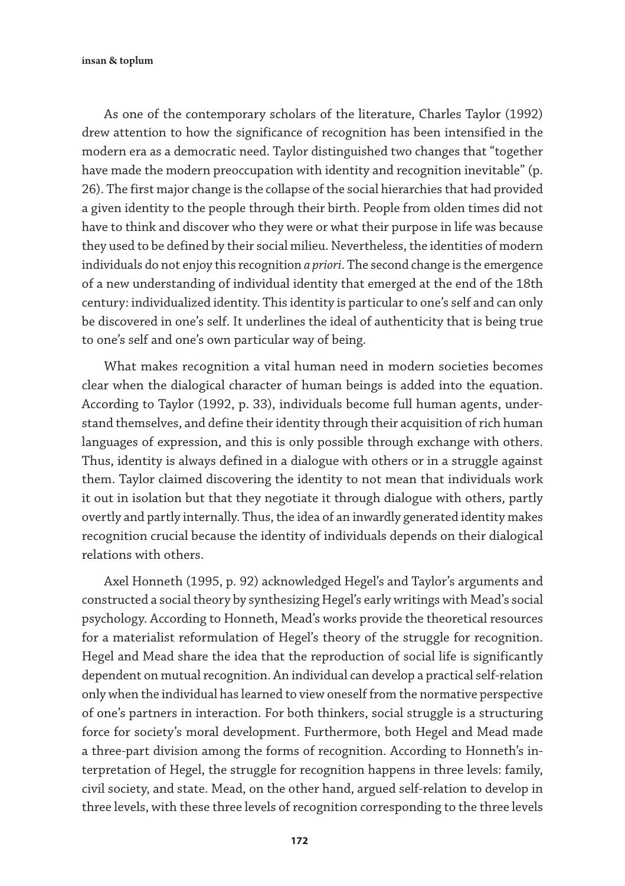As one of the contemporary scholars of the literature, Charles Taylor (1992) drew attention to how the significance of recognition has been intensified in the modern era as a democratic need. Taylor distinguished two changes that "together have made the modern preoccupation with identity and recognition inevitable" (p. 26). The first major change is the collapse of the social hierarchies that had provided a given identity to the people through their birth. People from olden times did not have to think and discover who they were or what their purpose in life was because they used to be defined by their social milieu. Nevertheless, the identities of modern individuals do not enjoy this recognition *a priori*. The second change is the emergence of a new understanding of individual identity that emerged at the end of the 18th century: individualized identity. This identity is particular to one's self and can only be discovered in one's self. It underlines the ideal of authenticity that is being true to one's self and one's own particular way of being.

What makes recognition a vital human need in modern societies becomes clear when the dialogical character of human beings is added into the equation. According to Taylor (1992, p. 33), individuals become full human agents, understand themselves, and define their identity through their acquisition of rich human languages of expression, and this is only possible through exchange with others. Thus, identity is always defined in a dialogue with others or in a struggle against them. Taylor claimed discovering the identity to not mean that individuals work it out in isolation but that they negotiate it through dialogue with others, partly overtly and partly internally. Thus, the idea of an inwardly generated identity makes recognition crucial because the identity of individuals depends on their dialogical relations with others.

Axel Honneth (1995, p. 92) acknowledged Hegel's and Taylor's arguments and constructed a social theory by synthesizing Hegel's early writings with Mead's social psychology. According to Honneth, Mead's works provide the theoretical resources for a materialist reformulation of Hegel's theory of the struggle for recognition. Hegel and Mead share the idea that the reproduction of social life is significantly dependent on mutual recognition. An individual can develop a practical self-relation only when the individual has learned to view oneself from the normative perspective of one's partners in interaction. For both thinkers, social struggle is a structuring force for society's moral development. Furthermore, both Hegel and Mead made a three-part division among the forms of recognition. According to Honneth's interpretation of Hegel, the struggle for recognition happens in three levels: family, civil society, and state. Mead, on the other hand, argued self-relation to develop in three levels, with these three levels of recognition corresponding to the three levels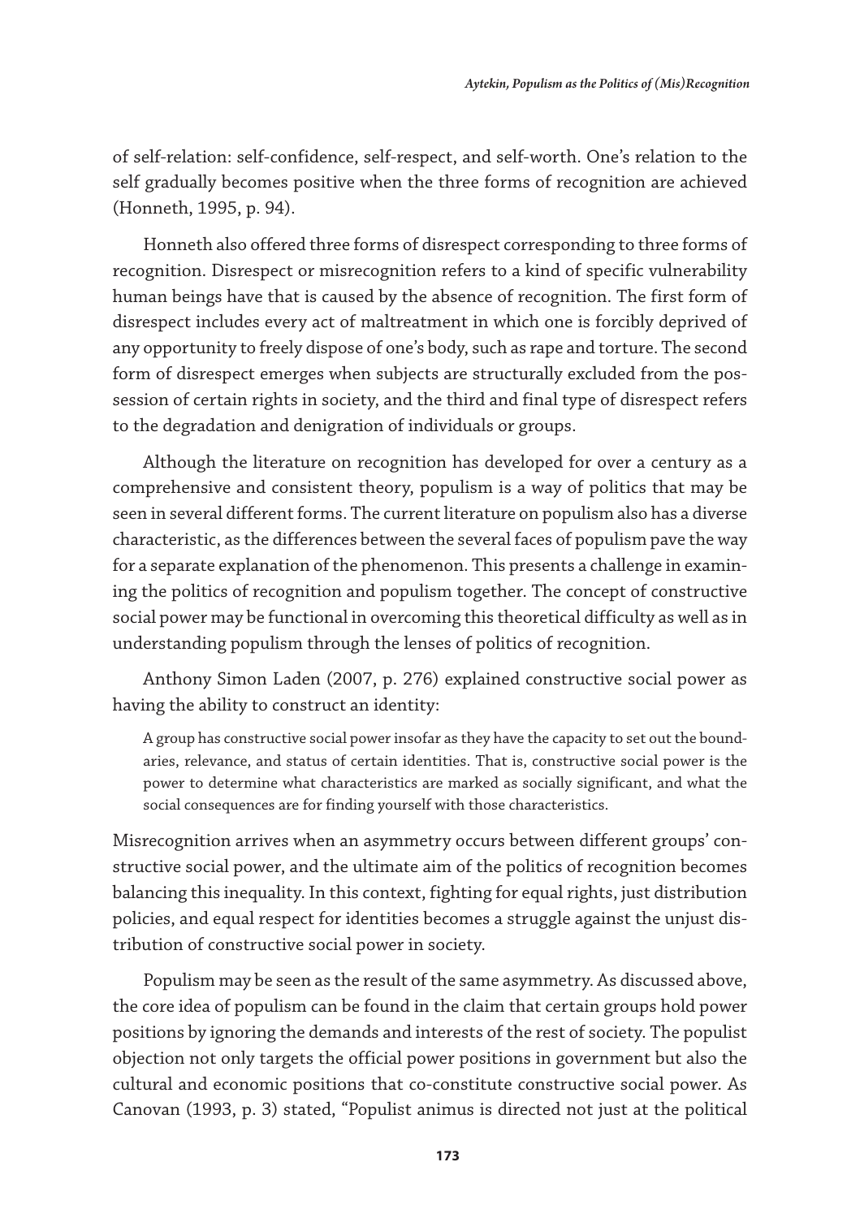of self-relation: self-confidence, self-respect, and self-worth. One's relation to the self gradually becomes positive when the three forms of recognition are achieved (Honneth, 1995, p. 94).

Honneth also offered three forms of disrespect corresponding to three forms of recognition. Disrespect or misrecognition refers to a kind of specific vulnerability human beings have that is caused by the absence of recognition. The first form of disrespect includes every act of maltreatment in which one is forcibly deprived of any opportunity to freely dispose of one's body, such as rape and torture. The second form of disrespect emerges when subjects are structurally excluded from the possession of certain rights in society, and the third and final type of disrespect refers to the degradation and denigration of individuals or groups.

Although the literature on recognition has developed for over a century as a comprehensive and consistent theory, populism is a way of politics that may be seen in several different forms. The current literature on populism also has a diverse characteristic, as the differences between the several faces of populism pave the way for a separate explanation of the phenomenon. This presents a challenge in examining the politics of recognition and populism together. The concept of constructive social power may be functional in overcoming this theoretical difficulty as well as in understanding populism through the lenses of politics of recognition.

Anthony Simon Laden (2007, p. 276) explained constructive social power as having the ability to construct an identity:

> A group has constructive social power insofar as they have the capacity to set out the boundaries, relevance, and status of certain identities. That is, constructive social power is the power to determine what characteristics are marked as socially significant, and what the social consequences are for finding yourself with those characteristics.

Misrecognition arrives when an asymmetry occurs between different groups' constructive social power, and the ultimate aim of the politics of recognition becomes balancing this inequality. In this context, fighting for equal rights, just distribution policies, and equal respect for identities becomes a struggle against the unjust distribution of constructive social power in society.

Populism may be seen as the result of the same asymmetry. As discussed above, the core idea of populism can be found in the claim that certain groups hold power positions by ignoring the demands and interests of the rest of society. The populist objection not only targets the official power positions in government but also the cultural and economic positions that co-constitute constructive social power. As Canovan (1993, p. 3) stated, "Populist animus is directed not just at the political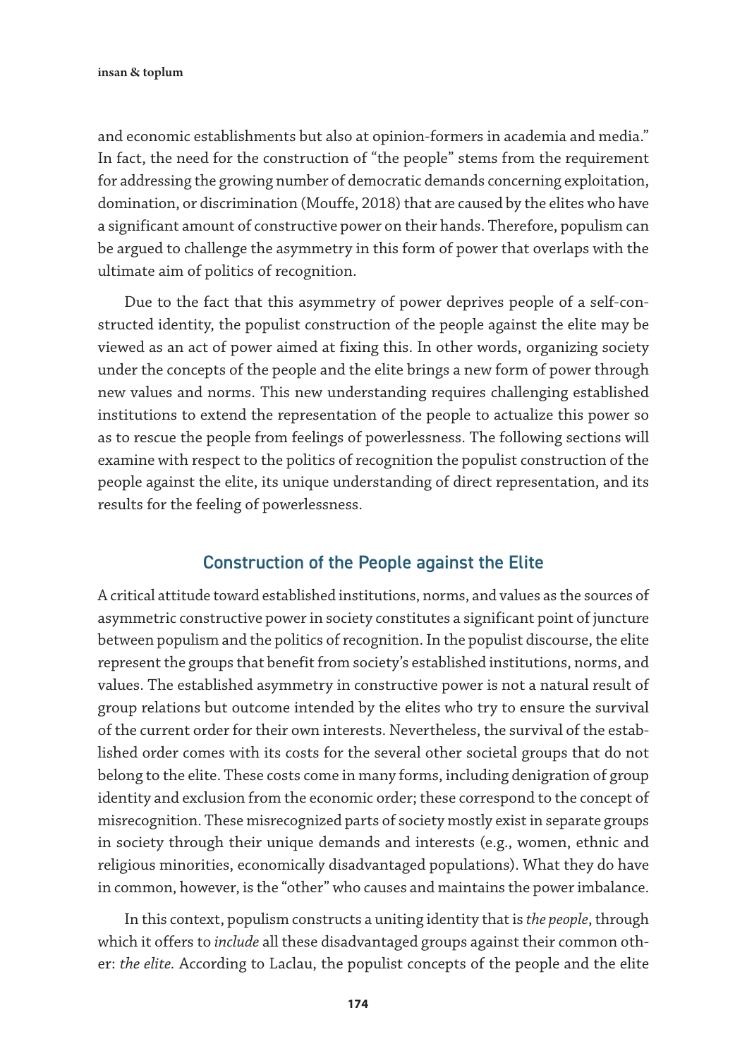and economic establishments but also at opinion-formers in academia and media." In fact, the need for the construction of "the people" stems from the requirement for addressing the growing number of democratic demands concerning exploitation, domination, or discrimination (Mouffe, 2018) that are caused by the elites who have a significant amount of constructive power on their hands. Therefore, populism can be argued to challenge the asymmetry in this form of power that overlaps with the ultimate aim of politics of recognition.

Due to the fact that this asymmetry of power deprives people of a self-constructed identity, the populist construction of the people against the elite may be viewed as an act of power aimed at fixing this. In other words, organizing society under the concepts of the people and the elite brings a new form of power through new values and norms. This new understanding requires challenging established institutions to extend the representation of the people to actualize this power so as to rescue the people from feelings of powerlessness. The following sections will examine with respect to the politics of recognition the populist construction of the people against the elite, its unique understanding of direct representation, and its results for the feeling of powerlessness.

## Construction of the People against the Elite

A critical attitude toward established institutions, norms, and values as the sources of asymmetric constructive power in society constitutes a significant point of juncture between populism and the politics of recognition. In the populist discourse, the elite represent the groups that benefit from society's established institutions, norms, and values. The established asymmetry in constructive power is not a natural result of group relations but outcome intended by the elites who try to ensure the survival of the current order for their own interests. Nevertheless, the survival of the established order comes with its costs for the several other societal groups that do not belong to the elite. These costs come in many forms, including denigration of group identity and exclusion from the economic order; these correspond to the concept of misrecognition. These misrecognized parts of society mostly exist in separate groups in society through their unique demands and interests (e.g., women, ethnic and religious minorities, economically disadvantaged populations). What they do have in common, however, is the "other" who causes and maintains the power imbalance.

In this context, populism constructs a uniting identity that is *the people*, through which it offers to *include* all these disadvantaged groups against their common other: *the elite.* According to Laclau, the populist concepts of the people and the elite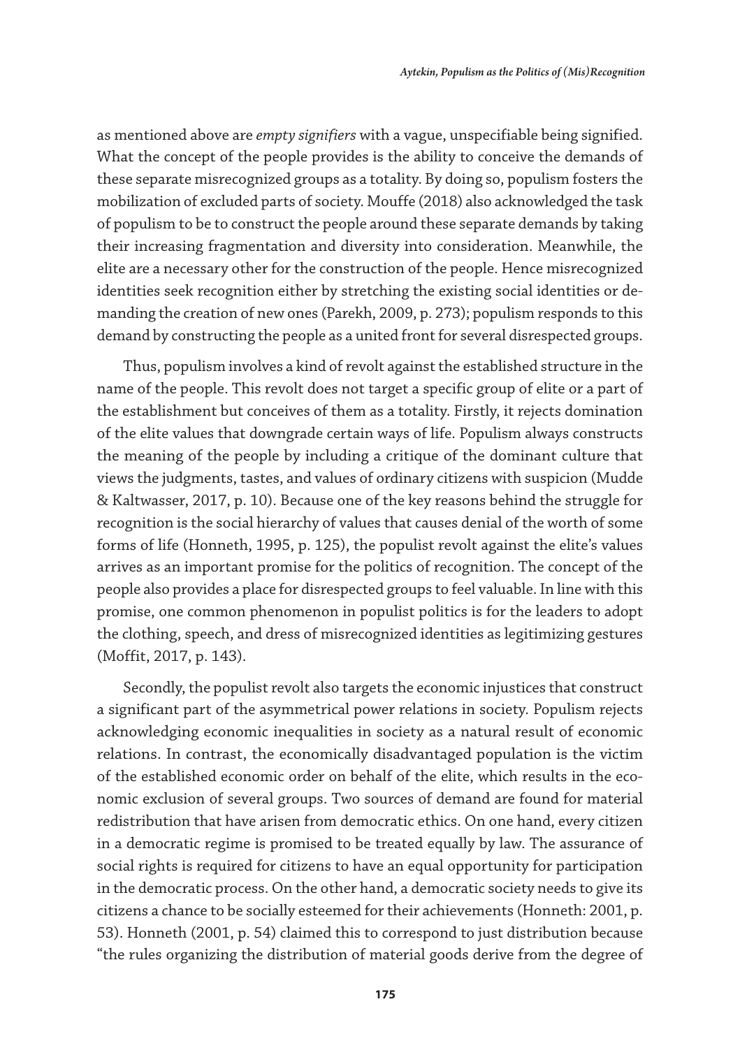as mentioned above are *empty signifiers* with a vague, unspecifiable being signified. What the concept of the people provides is the ability to conceive the demands of these separate misrecognized groups as a totality. By doing so, populism fosters the mobilization of excluded parts of society. Mouffe (2018) also acknowledged the task of populism to be to construct the people around these separate demands by taking their increasing fragmentation and diversity into consideration. Meanwhile, the elite are a necessary other for the construction of the people. Hence misrecognized identities seek recognition either by stretching the existing social identities or demanding the creation of new ones (Parekh, 2009, p. 273); populism responds to this demand by constructing the people as a united front for several disrespected groups.

Thus, populism involves a kind of revolt against the established structure in the name of the people. This revolt does not target a specific group of elite or a part of the establishment but conceives of them as a totality. Firstly, it rejects domination of the elite values that downgrade certain ways of life. Populism always constructs the meaning of the people by including a critique of the dominant culture that views the judgments, tastes, and values of ordinary citizens with suspicion (Mudde & Kaltwasser, 2017, p. 10). Because one of the key reasons behind the struggle for recognition is the social hierarchy of values that causes denial of the worth of some forms of life (Honneth, 1995, p. 125), the populist revolt against the elite's values arrives as an important promise for the politics of recognition. The concept of the people also provides a place for disrespected groups to feel valuable. In line with this promise, one common phenomenon in populist politics is for the leaders to adopt the clothing, speech, and dress of misrecognized identities as legitimizing gestures (Moffit, 2017, p. 143).

Secondly, the populist revolt also targets the economic injustices that construct a significant part of the asymmetrical power relations in society. Populism rejects acknowledging economic inequalities in society as a natural result of economic relations. In contrast, the economically disadvantaged population is the victim of the established economic order on behalf of the elite, which results in the economic exclusion of several groups. Two sources of demand are found for material redistribution that have arisen from democratic ethics. On one hand, every citizen in a democratic regime is promised to be treated equally by law. The assurance of social rights is required for citizens to have an equal opportunity for participation in the democratic process. On the other hand, a democratic society needs to give its citizens a chance to be socially esteemed for their achievements (Honneth: 2001, p. 53). Honneth (2001, p. 54) claimed this to correspond to just distribution because "the rules organizing the distribution of material goods derive from the degree of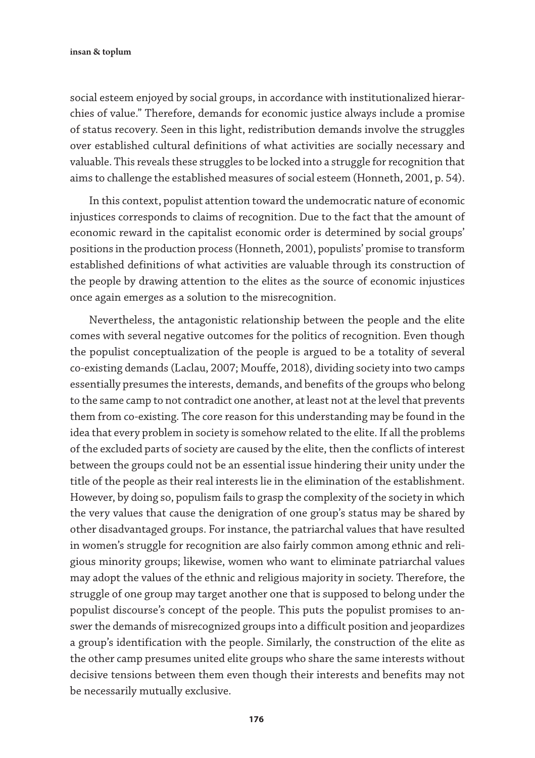social esteem enjoyed by social groups, in accordance with institutionalized hierarchies of value." Therefore, demands for economic justice always include a promise of status recovery. Seen in this light, redistribution demands involve the struggles over established cultural definitions of what activities are socially necessary and valuable. This reveals these struggles to be locked into a struggle for recognition that aims to challenge the established measures of social esteem (Honneth, 2001, p. 54).

In this context, populist attention toward the undemocratic nature of economic injustices corresponds to claims of recognition. Due to the fact that the amount of economic reward in the capitalist economic order is determined by social groups' positions in the production process (Honneth, 2001), populists' promise to transform established definitions of what activities are valuable through its construction of the people by drawing attention to the elites as the source of economic injustices once again emerges as a solution to the misrecognition.

Nevertheless, the antagonistic relationship between the people and the elite comes with several negative outcomes for the politics of recognition. Even though the populist conceptualization of the people is argued to be a totality of several co-existing demands (Laclau, 2007; Mouffe, 2018), dividing society into two camps essentially presumes the interests, demands, and benefits of the groups who belong to the same camp to not contradict one another, at least not at the level that prevents them from co-existing. The core reason for this understanding may be found in the idea that every problem in society is somehow related to the elite. If all the problems of the excluded parts of society are caused by the elite, then the conflicts of interest between the groups could not be an essential issue hindering their unity under the title of the people as their real interests lie in the elimination of the establishment. However, by doing so, populism fails to grasp the complexity of the society in which the very values that cause the denigration of one group's status may be shared by other disadvantaged groups. For instance, the patriarchal values that have resulted in women's struggle for recognition are also fairly common among ethnic and religious minority groups; likewise, women who want to eliminate patriarchal values may adopt the values of the ethnic and religious majority in society. Therefore, the struggle of one group may target another one that is supposed to belong under the populist discourse's concept of the people. This puts the populist promises to answer the demands of misrecognized groups into a difficult position and jeopardizes a group's identification with the people. Similarly, the construction of the elite as the other camp presumes united elite groups who share the same interests without decisive tensions between them even though their interests and benefits may not be necessarily mutually exclusive.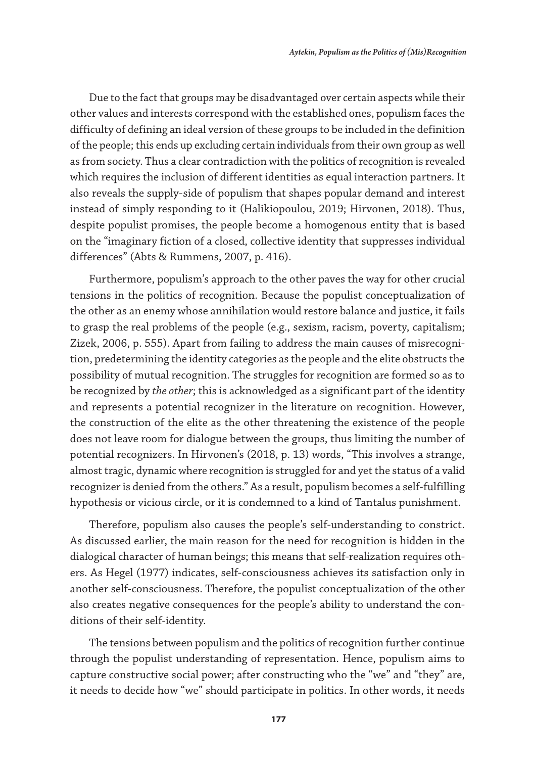Due to the fact that groups may be disadvantaged over certain aspects while their other values and interests correspond with the established ones, populism faces the difficulty of defining an ideal version of these groups to be included in the definition of the people; this ends up excluding certain individuals from their own group as well as from society. Thus a clear contradiction with the politics of recognition is revealed which requires the inclusion of different identities as equal interaction partners. It also reveals the supply-side of populism that shapes popular demand and interest instead of simply responding to it (Halikiopoulou, 2019; Hirvonen, 2018). Thus, despite populist promises, the people become a homogenous entity that is based on the "imaginary fiction of a closed, collective identity that suppresses individual differences" (Abts & Rummens, 2007, p. 416).

Furthermore, populism's approach to the other paves the way for other crucial tensions in the politics of recognition. Because the populist conceptualization of the other as an enemy whose annihilation would restore balance and justice, it fails to grasp the real problems of the people (e.g., sexism, racism, poverty, capitalism; Zizek, 2006, p. 555). Apart from failing to address the main causes of misrecognition, predetermining the identity categories as the people and the elite obstructs the possibility of mutual recognition. The struggles for recognition are formed so as to be recognized by *the other*; this is acknowledged as a significant part of the identity and represents a potential recognizer in the literature on recognition. However, the construction of the elite as the other threatening the existence of the people does not leave room for dialogue between the groups, thus limiting the number of potential recognizers. In Hirvonen's (2018, p. 13) words, "This involves a strange, almost tragic, dynamic where recognition is struggled for and yet the status of a valid recognizer is denied from the others." As a result, populism becomes a self-fulfilling hypothesis or vicious circle, or it is condemned to a kind of Tantalus punishment.

Therefore, populism also causes the people's self-understanding to constrict. As discussed earlier, the main reason for the need for recognition is hidden in the dialogical character of human beings; this means that self-realization requires others. As Hegel (1977) indicates, self-consciousness achieves its satisfaction only in another self-consciousness. Therefore, the populist conceptualization of the other also creates negative consequences for the people's ability to understand the conditions of their self-identity.

The tensions between populism and the politics of recognition further continue through the populist understanding of representation. Hence, populism aims to capture constructive social power; after constructing who the "we" and "they" are, it needs to decide how "we" should participate in politics. In other words, it needs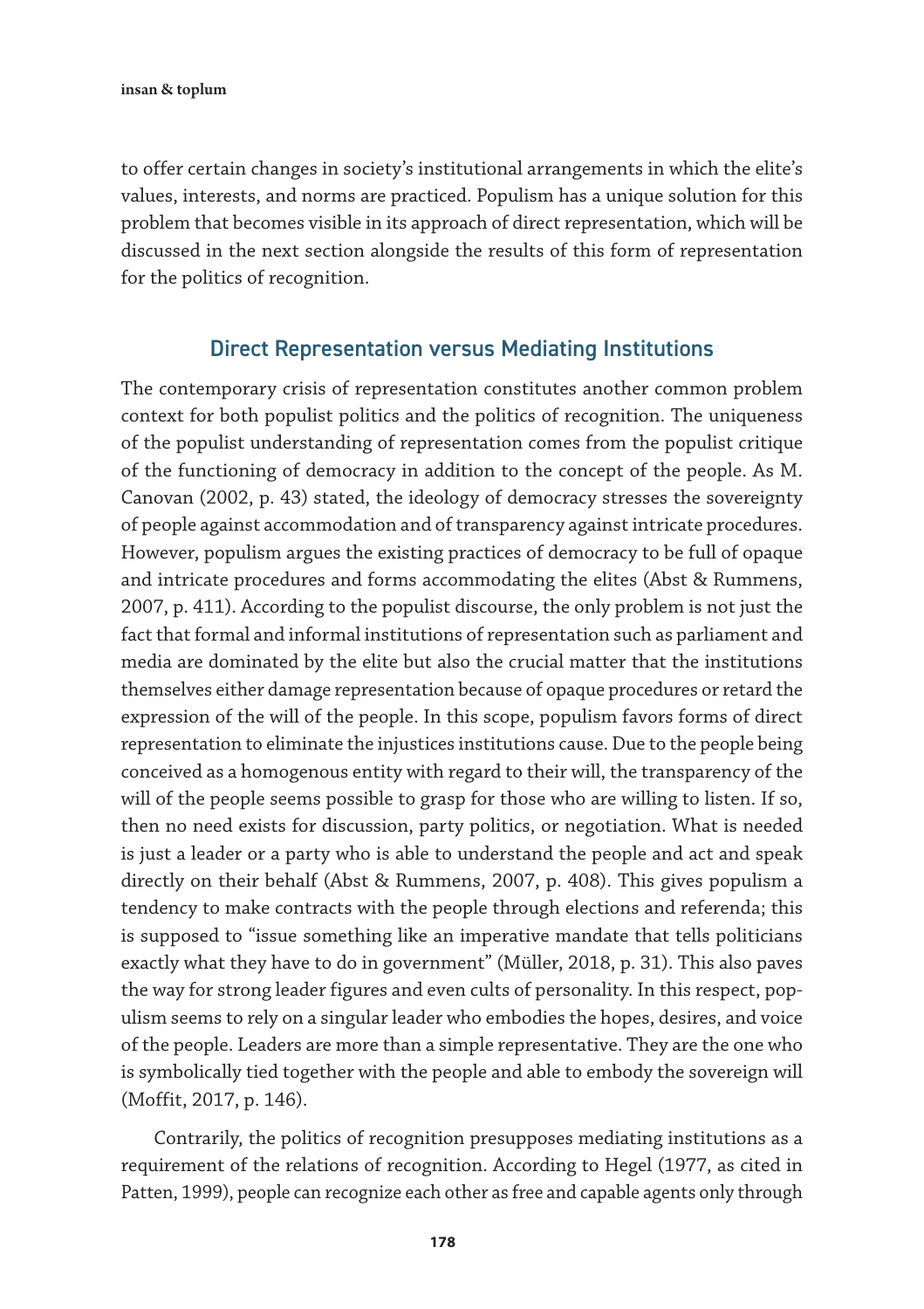to offer certain changes in society's institutional arrangements in which the elite's values, interests, and norms are practiced. Populism has a unique solution for this problem that becomes visible in its approach of direct representation, which will be discussed in the next section alongside the results of this form of representation for the politics of recognition.

## Direct Representation versus Mediating Institutions

The contemporary crisis of representation constitutes another common problem context for both populist politics and the politics of recognition. The uniqueness of the populist understanding of representation comes from the populist critique of the functioning of democracy in addition to the concept of the people. As M. Canovan (2002, p. 43) stated, the ideology of democracy stresses the sovereignty of people against accommodation and of transparency against intricate procedures. However, populism argues the existing practices of democracy to be full of opaque and intricate procedures and forms accommodating the elites (Abst & Rummens, 2007, p. 411). According to the populist discourse, the only problem is not just the fact that formal and informal institutions of representation such as parliament and media are dominated by the elite but also the crucial matter that the institutions themselves either damage representation because of opaque procedures or retard the expression of the will of the people. In this scope, populism favors forms of direct representation to eliminate the injustices institutions cause. Due to the people being conceived as a homogenous entity with regard to their will, the transparency of the will of the people seems possible to grasp for those who are willing to listen. If so, then no need exists for discussion, party politics, or negotiation. What is needed is just a leader or a party who is able to understand the people and act and speak directly on their behalf (Abst & Rummens, 2007, p. 408). This gives populism a tendency to make contracts with the people through elections and referenda; this is supposed to "issue something like an imperative mandate that tells politicians exactly what they have to do in government" (Müller, 2018, p. 31). This also paves the way for strong leader figures and even cults of personality. In this respect, populism seems to rely on a singular leader who embodies the hopes, desires, and voice of the people. Leaders are more than a simple representative. They are the one who is symbolically tied together with the people and able to embody the sovereign will (Moffit, 2017, p. 146).

Contrarily, the politics of recognition presupposes mediating institutions as a requirement of the relations of recognition. According to Hegel (1977, as cited in Patten, 1999), people can recognize each other as free and capable agents only through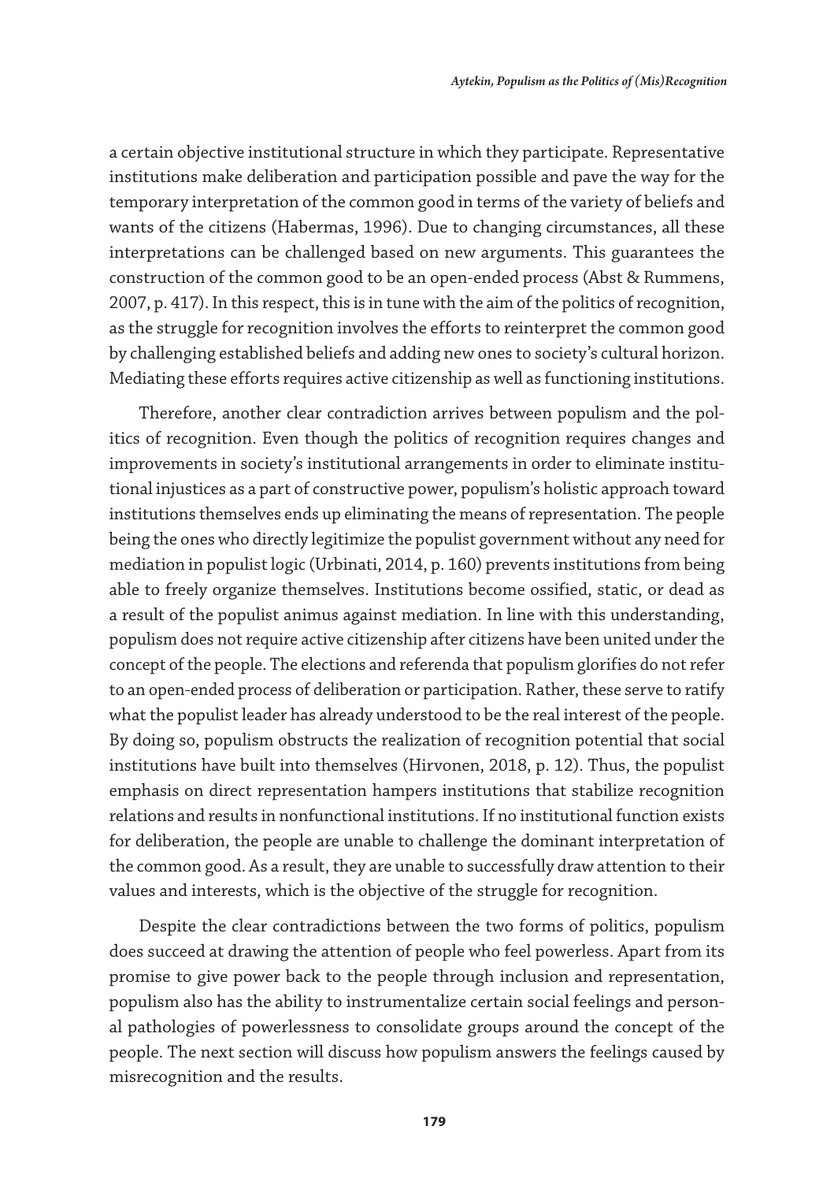a certain objective institutional structure in which they participate. Representative institutions make deliberation and participation possible and pave the way for the temporary interpretation of the common good in terms of the variety of beliefs and wants of the citizens (Habermas, 1996). Due to changing circumstances, all these interpretations can be challenged based on new arguments. This guarantees the construction of the common good to be an open-ended process (Abst & Rummens, 2007, p. 417). In this respect, this is in tune with the aim of the politics of recognition, as the struggle for recognition involves the efforts to reinterpret the common good by challenging established beliefs and adding new ones to society's cultural horizon. Mediating these efforts requires active citizenship as well as functioning institutions.

Therefore, another clear contradiction arrives between populism and the politics of recognition. Even though the politics of recognition requires changes and improvements in society's institutional arrangements in order to eliminate institutional injustices as a part of constructive power, populism's holistic approach toward institutions themselves ends up eliminating the means of representation. The people being the ones who directly legitimize the populist government without any need for mediation in populist logic (Urbinati, 2014, p. 160) prevents institutions from being able to freely organize themselves. Institutions become ossified, static, or dead as a result of the populist animus against mediation. In line with this understanding, populism does not require active citizenship after citizens have been united under the concept of the people. The elections and referenda that populism glorifies do not refer to an open-ended process of deliberation or participation. Rather, these serve to ratify what the populist leader has already understood to be the real interest of the people. By doing so, populism obstructs the realization of recognition potential that social institutions have built into themselves (Hirvonen, 2018, p. 12). Thus, the populist emphasis on direct representation hampers institutions that stabilize recognition relations and results in nonfunctional institutions. If no institutional function exists for deliberation, the people are unable to challenge the dominant interpretation of the common good. As a result, they are unable to successfully draw attention to their values and interests, which is the objective of the struggle for recognition.

Despite the clear contradictions between the two forms of politics, populism does succeed at drawing the attention of people who feel powerless. Apart from its promise to give power back to the people through inclusion and representation, populism also has the ability to instrumentalize certain social feelings and personal pathologies of powerlessness to consolidate groups around the concept of the people. The next section will discuss how populism answers the feelings caused by misrecognition and the results.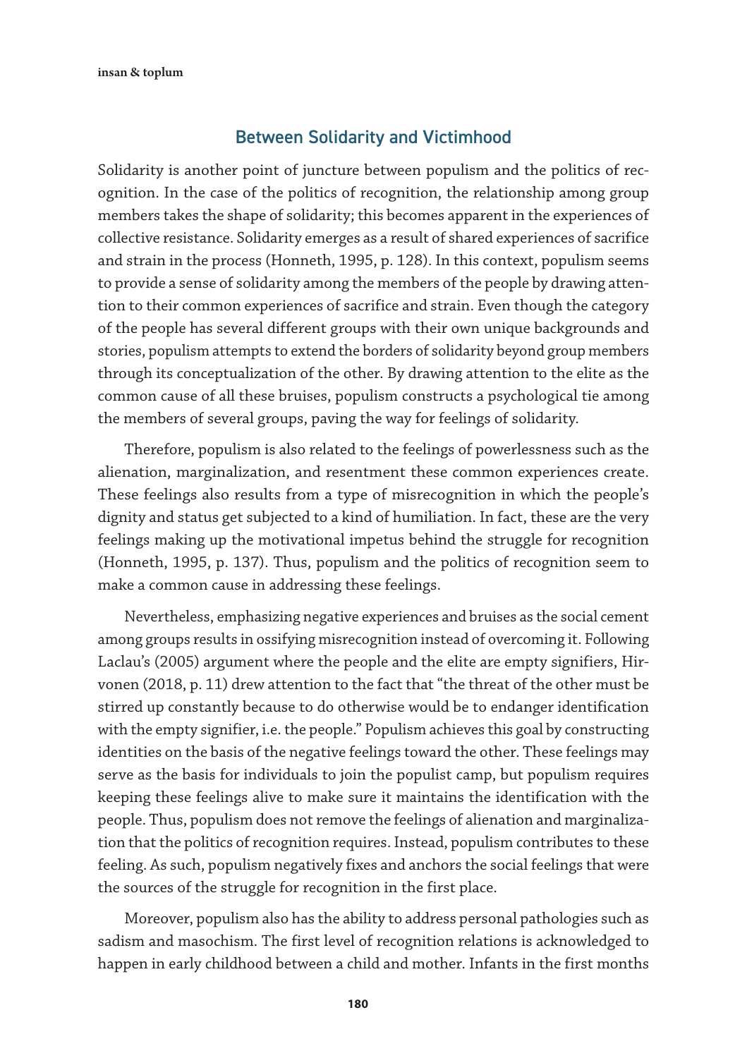## Between Solidarity and Victimhood

Solidarity is another point of juncture between populism and the politics of recognition. In the case of the politics of recognition, the relationship among group members takes the shape of solidarity; this becomes apparent in the experiences of collective resistance. Solidarity emerges as a result of shared experiences of sacrifice and strain in the process (Honneth, 1995, p. 128). In this context, populism seems to provide a sense of solidarity among the members of the people by drawing attention to their common experiences of sacrifice and strain. Even though the category of the people has several different groups with their own unique backgrounds and stories, populism attempts to extend the borders of solidarity beyond group members through its conceptualization of the other. By drawing attention to the elite as the common cause of all these bruises, populism constructs a psychological tie among the members of several groups, paving the way for feelings of solidarity.

Therefore, populism is also related to the feelings of powerlessness such as the alienation, marginalization, and resentment these common experiences create. These feelings also results from a type of misrecognition in which the people's dignity and status get subjected to a kind of humiliation. In fact, these are the very feelings making up the motivational impetus behind the struggle for recognition (Honneth, 1995, p. 137). Thus, populism and the politics of recognition seem to make a common cause in addressing these feelings.

Nevertheless, emphasizing negative experiences and bruises as the social cement among groups results in ossifying misrecognition instead of overcoming it. Following Laclau's (2005) argument where the people and the elite are empty signifiers, Hirvonen (2018, p. 11) drew attention to the fact that "the threat of the other must be stirred up constantly because to do otherwise would be to endanger identification with the empty signifier, i.e. the people." Populism achieves this goal by constructing identities on the basis of the negative feelings toward the other. These feelings may serve as the basis for individuals to join the populist camp, but populism requires keeping these feelings alive to make sure it maintains the identification with the people. Thus, populism does not remove the feelings of alienation and marginalization that the politics of recognition requires. Instead, populism contributes to these feeling. As such, populism negatively fixes and anchors the social feelings that were the sources of the struggle for recognition in the first place.

Moreover, populism also has the ability to address personal pathologies such as sadism and masochism. The first level of recognition relations is acknowledged to happen in early childhood between a child and mother. Infants in the first months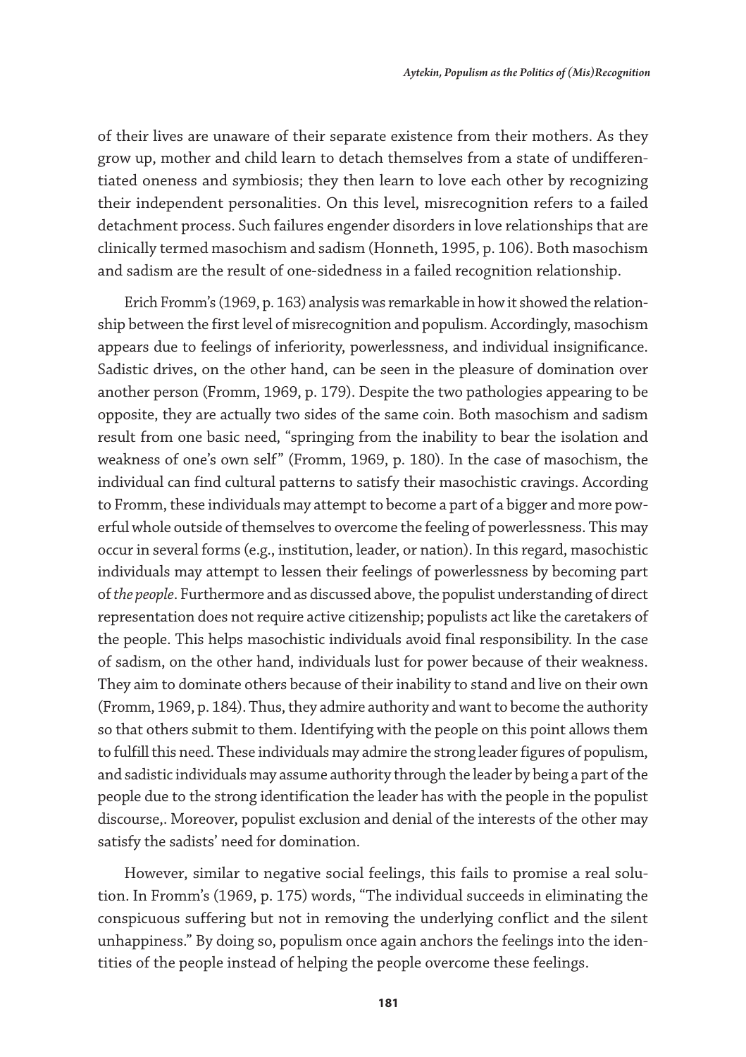of their lives are unaware of their separate existence from their mothers. As they grow up, mother and child learn to detach themselves from a state of undifferentiated oneness and symbiosis; they then learn to love each other by recognizing their independent personalities. On this level, misrecognition refers to a failed detachment process. Such failures engender disorders in love relationships that are clinically termed masochism and sadism (Honneth, 1995, p. 106). Both masochism and sadism are the result of one-sidedness in a failed recognition relationship.

Erich Fromm's (1969, p. 163) analysis was remarkable in how it showed the relationship between the first level of misrecognition and populism. Accordingly, masochism appears due to feelings of inferiority, powerlessness, and individual insignificance. Sadistic drives, on the other hand, can be seen in the pleasure of domination over another person (Fromm, 1969, p. 179). Despite the two pathologies appearing to be opposite, they are actually two sides of the same coin. Both masochism and sadism result from one basic need, "springing from the inability to bear the isolation and weakness of one's own self" (Fromm, 1969, p. 180). In the case of masochism, the individual can find cultural patterns to satisfy their masochistic cravings. According to Fromm, these individuals may attempt to become a part of a bigger and more powerful whole outside of themselves to overcome the feeling of powerlessness. This may occur in several forms (e.g., institution, leader, or nation). In this regard, masochistic individuals may attempt to lessen their feelings of powerlessness by becoming part of *the people*. Furthermore and as discussed above, the populist understanding of direct representation does not require active citizenship; populists act like the caretakers of the people. This helps masochistic individuals avoid final responsibility. In the case of sadism, on the other hand, individuals lust for power because of their weakness. They aim to dominate others because of their inability to stand and live on their own (Fromm, 1969, p. 184). Thus, they admire authority and want to become the authority so that others submit to them. Identifying with the people on this point allows them to fulfill this need. These individuals may admire the strong leader figures of populism, and sadistic individuals may assume authority through the leader by being a part of the people due to the strong identification the leader has with the people in the populist discourse,. Moreover, populist exclusion and denial of the interests of the other may satisfy the sadists' need for domination.

However, similar to negative social feelings, this fails to promise a real solution. In Fromm's (1969, p. 175) words, "The individual succeeds in eliminating the conspicuous suffering but not in removing the underlying conflict and the silent unhappiness." By doing so, populism once again anchors the feelings into the identities of the people instead of helping the people overcome these feelings.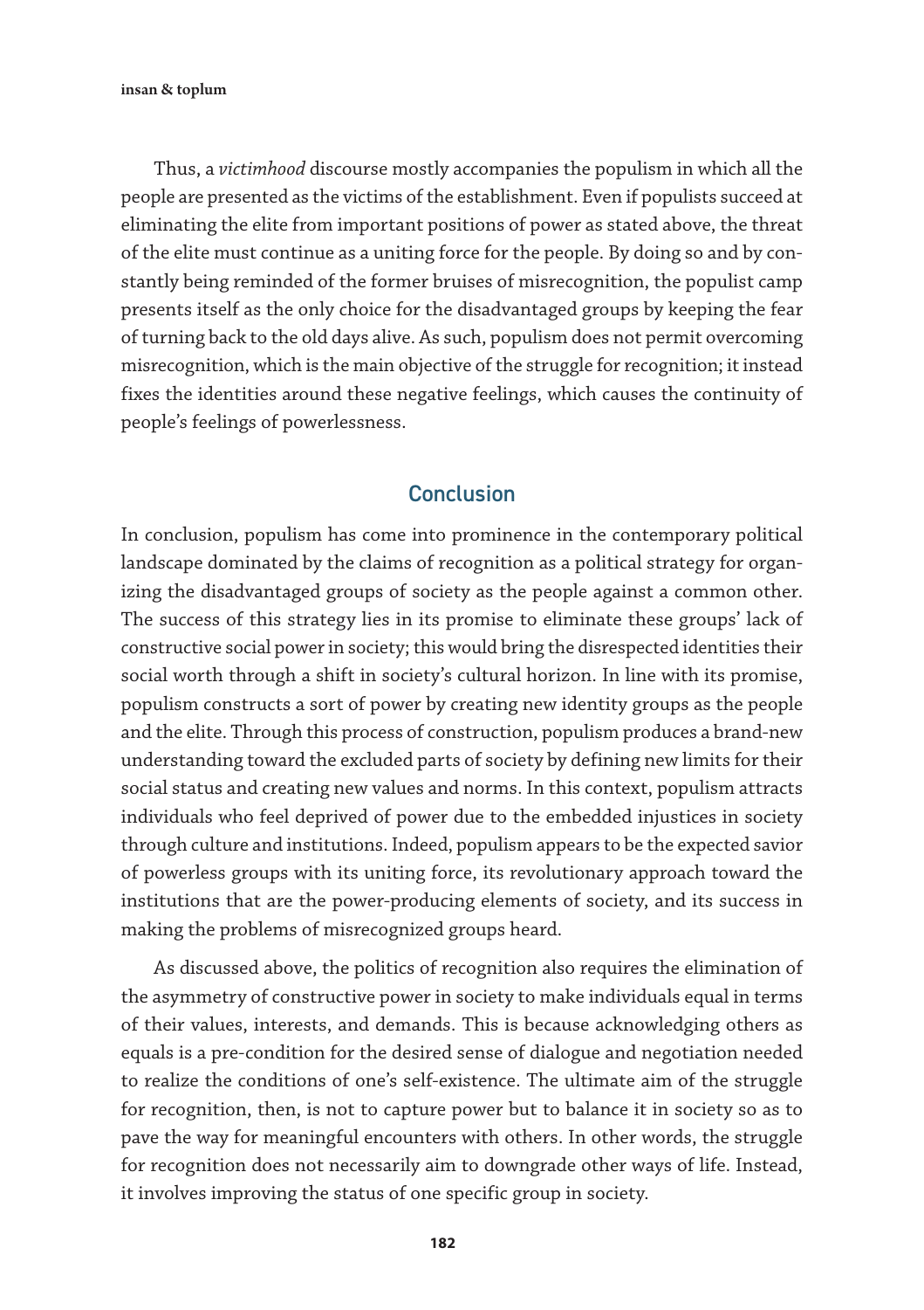Thus, a *victimhood* discourse mostly accompanies the populism in which all the people are presented as the victims of the establishment. Even if populists succeed at eliminating the elite from important positions of power as stated above, the threat of the elite must continue as a uniting force for the people. By doing so and by constantly being reminded of the former bruises of misrecognition, the populist camp presents itself as the only choice for the disadvantaged groups by keeping the fear of turning back to the old days alive. As such, populism does not permit overcoming misrecognition, which is the main objective of the struggle for recognition; it instead fixes the identities around these negative feelings, which causes the continuity of people's feelings of powerlessness.

## Conclusion

In conclusion, populism has come into prominence in the contemporary political landscape dominated by the claims of recognition as a political strategy for organizing the disadvantaged groups of society as the people against a common other. The success of this strategy lies in its promise to eliminate these groups' lack of constructive social power in society; this would bring the disrespected identities their social worth through a shift in society's cultural horizon. In line with its promise, populism constructs a sort of power by creating new identity groups as the people and the elite. Through this process of construction, populism produces a brand-new understanding toward the excluded parts of society by defining new limits for their social status and creating new values and norms. In this context, populism attracts individuals who feel deprived of power due to the embedded injustices in society through culture and institutions. Indeed, populism appears to be the expected savior of powerless groups with its uniting force, its revolutionary approach toward the institutions that are the power-producing elements of society, and its success in making the problems of misrecognized groups heard.

As discussed above, the politics of recognition also requires the elimination of the asymmetry of constructive power in society to make individuals equal in terms of their values, interests, and demands. This is because acknowledging others as equals is a pre-condition for the desired sense of dialogue and negotiation needed to realize the conditions of one's self-existence. The ultimate aim of the struggle for recognition, then, is not to capture power but to balance it in society so as to pave the way for meaningful encounters with others. In other words, the struggle for recognition does not necessarily aim to downgrade other ways of life. Instead, it involves improving the status of one specific group in society.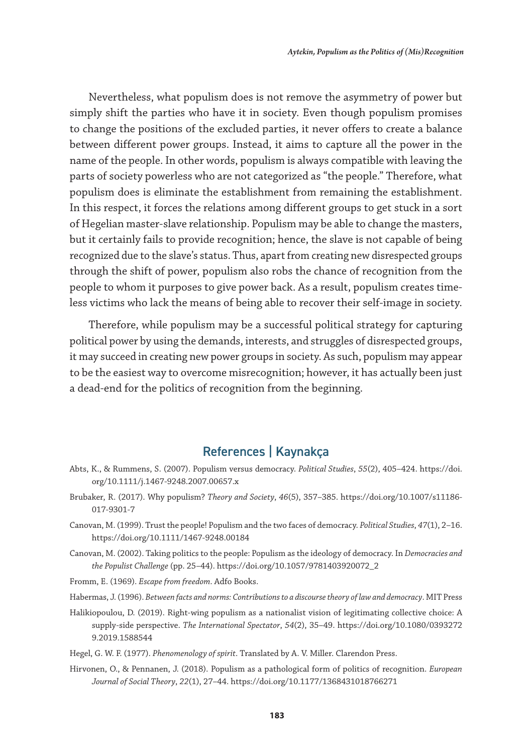Nevertheless, what populism does is not remove the asymmetry of power but simply shift the parties who have it in society. Even though populism promises to change the positions of the excluded parties, it never offers to create a balance between different power groups. Instead, it aims to capture all the power in the name of the people. In other words, populism is always compatible with leaving the parts of society powerless who are not categorized as "the people." Therefore, what populism does is eliminate the establishment from remaining the establishment. In this respect, it forces the relations among different groups to get stuck in a sort of Hegelian master-slave relationship. Populism may be able to change the masters, but it certainly fails to provide recognition; hence, the slave is not capable of being recognized due to the slave's status. Thus, apart from creating new disrespected groups through the shift of power, populism also robs the chance of recognition from the people to whom it purposes to give power back. As a result, populism creates timeless victims who lack the means of being able to recover their self-image in society.

Therefore, while populism may be a successful political strategy for capturing political power by using the demands, interests, and struggles of disrespected groups, it may succeed in creating new power groups in society. As such, populism may appear to be the easiest way to overcome misrecognition; however, it has actually been just a dead-end for the politics of recognition from the beginning.

## References | Kaynakça

Abts, K., & Rummens, S. (2007). Populism versus democracy. *Political Studies*, *55*(2), 405–424. https://doi.org/10.1111/j.1467-9248.2007.00657.x

Brubaker, R. (2017). Why populism? *Theory and Society*, *46*(5), 357–385. https://doi.org/10.1007/s11186-017-9301-7

Canovan, M. (1999). Trust the people! Populism and the two faces of democracy. *Political Studies*, *47*(1), 2–16. https://doi.org/10.1111/1467-9248.00184

Canovan, M. (2002). Taking politics to the people: Populism as the ideology of democracy. In *Democracies and the Populist Challenge* (pp. 25–44). https://doi.org/10.1057/9781403920072_2

Fromm, E. (1969). *Escape from freedom*. Adfo Books.

Habermas, J. (1996). *Between facts and norms: Contributions to a discourse theory of law and democracy*. MIT Press

Halikiopoulou, D. (2019). Right-wing populism as a nationalist vision of legitimating collective choice: A supply-side perspective. *The International Spectator*, *54*(2), 35–49. https://doi.org/10.1080/03932729.2019.1588544

Hegel, G. W. F. (1977). *Phenomenology of spirit*. Translated by A. V. Miller. Clarendon Press.

Hirvonen, O., & Pennanen, J. (2018). Populism as a pathological form of politics of recognition. *European Journal of Social Theory*, *22*(1), 27–44. https://doi.org/10.1177/1368431018766271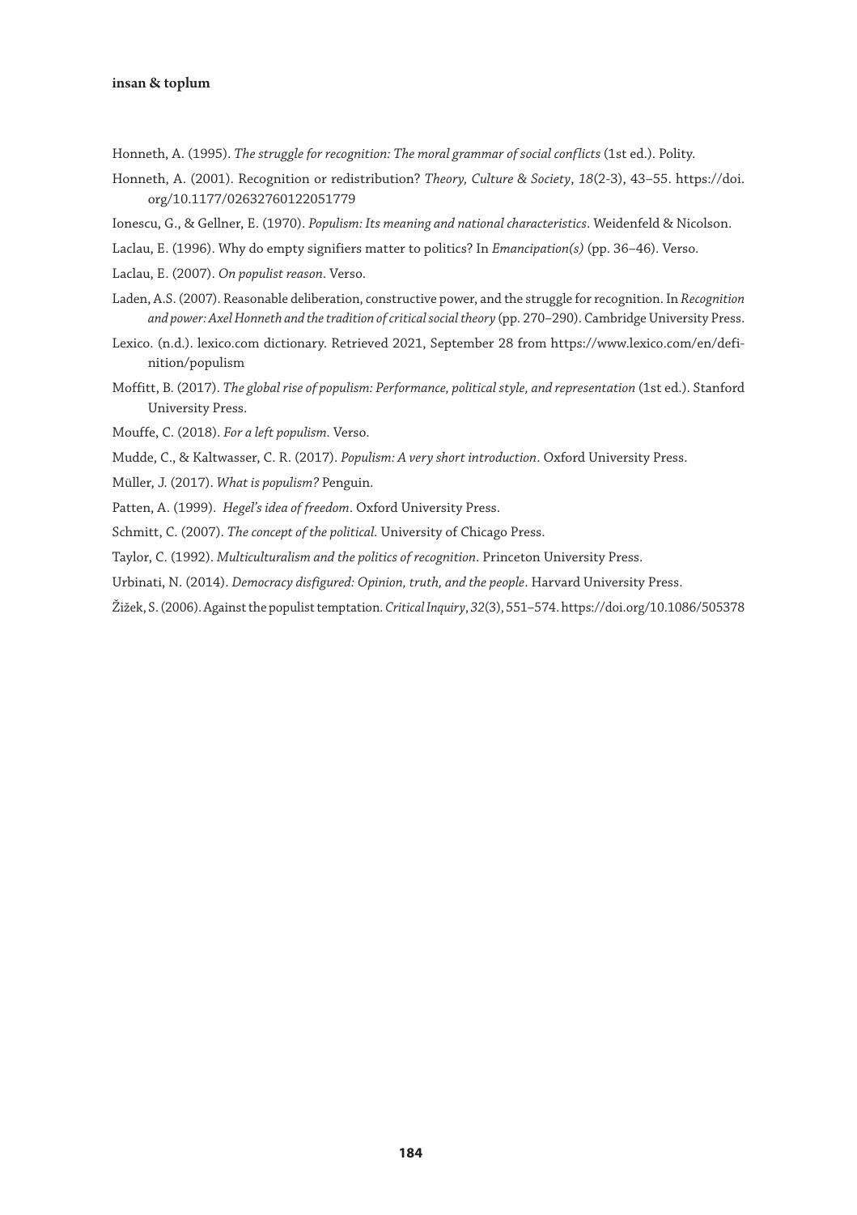Honneth, A. (1995). *The struggle for recognition: The moral grammar of social conflicts* (1st ed.). Polity.

Honneth, A. (2001). Recognition or redistribution? *Theory, Culture & Society*, *18*(2-3), 43–55. https://doi.org/10.1177/02632760122051779

Ionescu, G., & Gellner, E. (1970). *Populism: Its meaning and national characteristics*. Weidenfeld & Nicolson.

Laclau, E. (1996). Why do empty signifiers matter to politics? In *Emancipation(s)* (pp. 36–46). Verso.

Laclau, E. (2007). *On populist reason*. Verso.

Laden, A.S. (2007). Reasonable deliberation, constructive power, and the struggle for recognition. In *Recognition and power: Axel Honneth and the tradition of critical social theory* (pp. 270–290). Cambridge University Press.

Lexico. (n.d.). lexico.com dictionary. Retrieved 2021, September 28 from https://www.lexico.com/en/definition/populism

Moffitt, B. (2017). *The global rise of populism: Performance, political style, and representation* (1st ed.). Stanford University Press.

Mouffe, C. (2018). *For a left populism*. Verso.

Mudde, C., & Kaltwasser, C. R. (2017). *Populism: A very short introduction*. Oxford University Press.

Müller, J. (2017). *What is populism?* Penguin.

Patten, A. (1999). *Hegel's idea of freedom*. Oxford University Press.

Schmitt, C. (2007). *The concept of the political*. University of Chicago Press.

Taylor, C. (1992). *Multiculturalism and the politics of recognition*. Princeton University Press.

Urbinati, N. (2014). *Democracy disfigured: Opinion, truth, and the people*. Harvard University Press.

Žižek, S. (2006). Against the populist temptation. *Critical Inquiry*, *32*(3), 551–574. https://doi.org/10.1086/505378